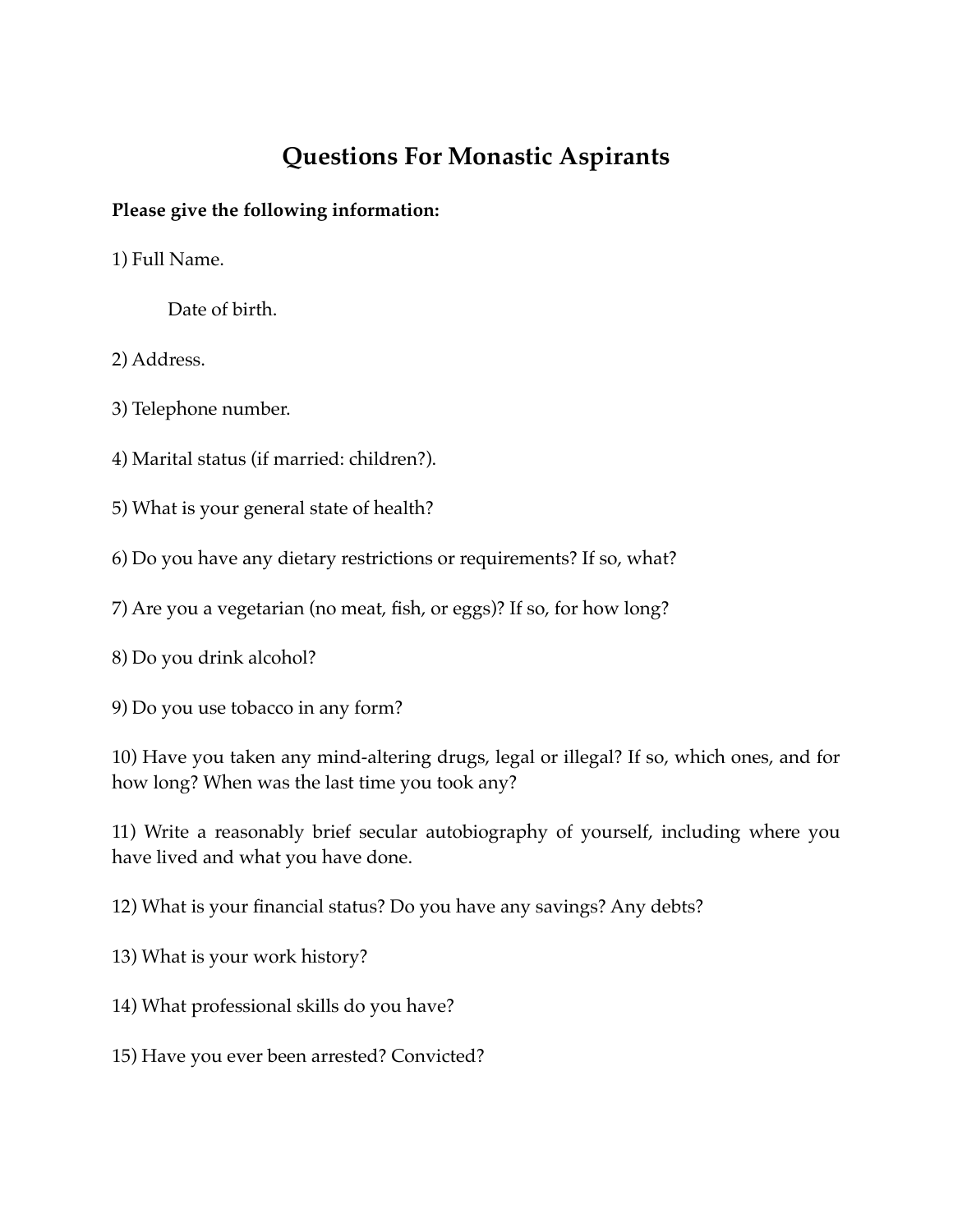# Questions For Monastic Aspirants

**Please give the following information:**

1) Full Name.

Date of birth.

2) Address.

3) Telephone number.

4) Marital status (if married: children?).

5) What is your general state of health?

6) Do you have any dietary restrictions or requirements? If so, what?

7) Are you a vegetarian (no meat, fish, or eggs)? If so, for how long?

8) Do you drink alcohol?

9) Do you use tobacco in any form?

10) Have you taken any mind-altering drugs, legal or illegal? If so, which ones, and for how long? When was the last time you took any?

11) Write a reasonably brief secular autobiography of yourself, including where you have lived and what you have done.

12) What is your financial status? Do you have any savings? Any debts?

13) What is your work history?

14) What professional skills do you have?

15) Have you ever been arrested? Convicted?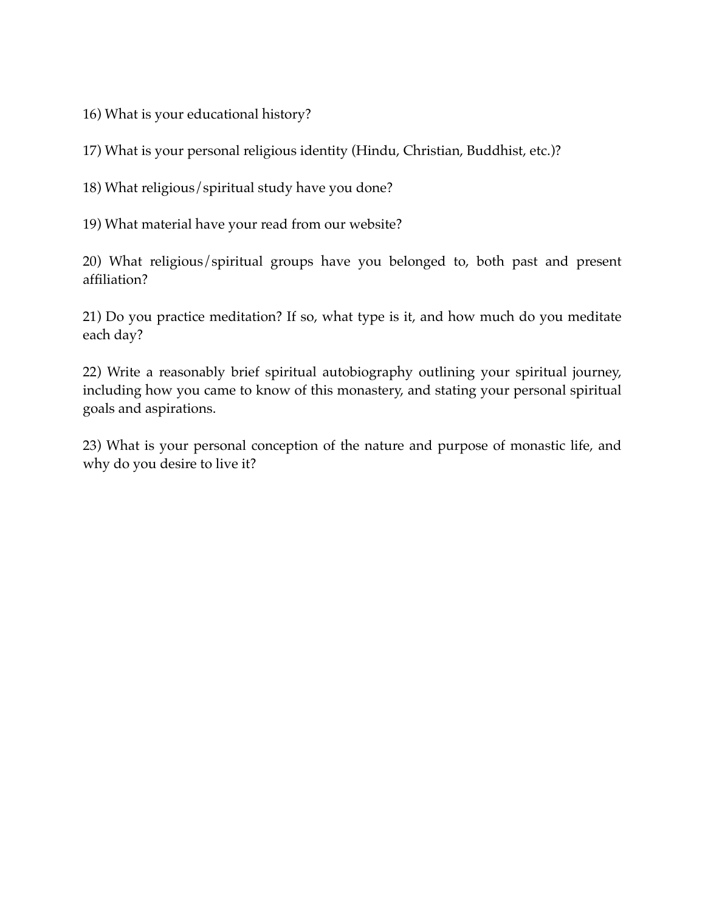16) What is your educational history?

17) What is your personal religious identity (Hindu, Christian, Buddhist, etc.)?

18) What religious/spiritual study have you done?

19) What material have your read from our website?

20) What religious/spiritual groups have you belonged to, both past and present affiliation?

21) Do you practice meditation? If so, what type is it, and how much do you meditate each day?

22) Write a reasonably brief spiritual autobiography outlining your spiritual journey, including how you came to know of this monastery, and stating your personal spiritual goals and aspirations.

23) What is your personal conception of the nature and purpose of monastic life, and why do you desire to live it?